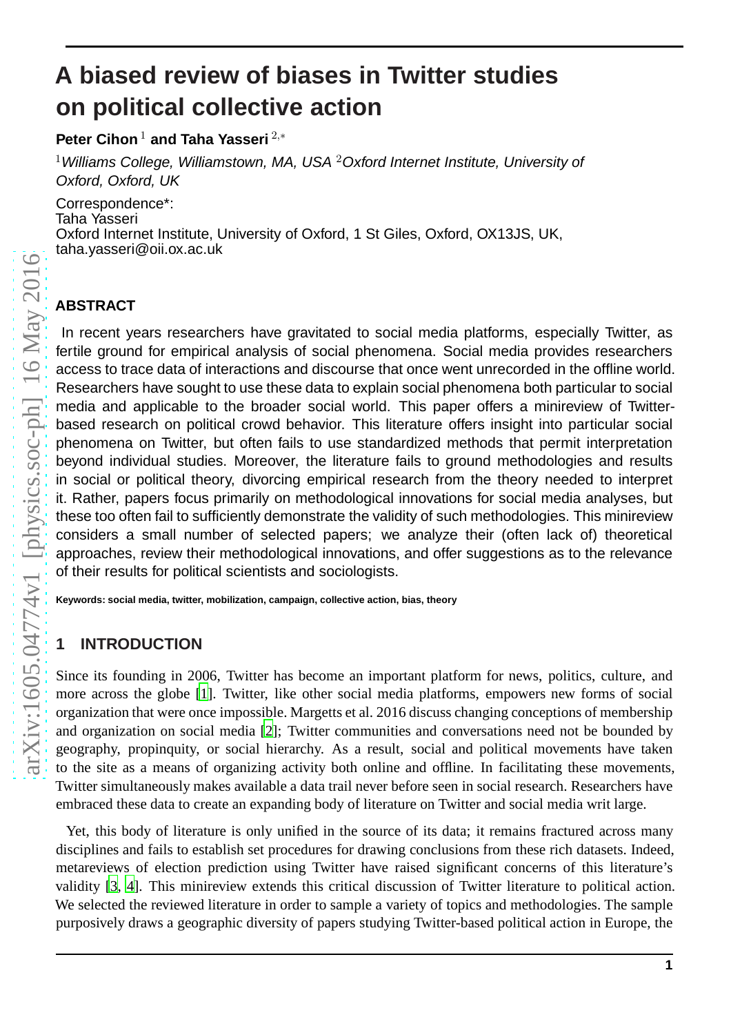# A biased review of biases in Twitter studies on political collective action

**Peter Cihon** [1] **and Taha Yasseri** [2,*]

[1] *Williams College, Williamstown, MA, USA* [2] *Oxford Internet Institute, University of Oxford, Oxford, UK*

Correspondence*:
Taha Yasseri
Oxford Internet Institute, University of Oxford, 1 St Giles, Oxford, OX13JS, UK,
taha.yasseri@oii.ox.ac.uk

## ABSTRACT

In recent years researchers have gravitated to social media platforms, especially Twitter, as fertile ground for empirical analysis of social phenomena. Social media provides researchers access to trace data of interactions and discourse that once went unrecorded in the offline world. Researchers have sought to use these data to explain social phenomena both particular to social media and applicable to the broader social world. This paper offers a minireview of Twitter-based research on political crowd behavior. This literature offers insight into particular social phenomena on Twitter, but often fails to use standardized methods that permit interpretation beyond individual studies. Moreover, the literature fails to ground methodologies and results in social or political theory, divorcing empirical research from the theory needed to interpret it. Rather, papers focus primarily on methodological innovations for social media analyses, but these too often fail to sufficiently demonstrate the validity of such methodologies. This minireview considers a small number of selected papers; we analyze their (often lack of) theoretical approaches, review their methodological innovations, and offer suggestions as to the relevance of their results for political scientists and sociologists.

**Keywords: social media, twitter, mobilization, campaign, collective action, bias, theory**

## 1 INTRODUCTION

Since its founding in 2006, Twitter has become an important platform for news, politics, culture, and more across the globe [1]. Twitter, like other social media platforms, empowers new forms of social organization that were once impossible. Margetts et al. 2016 discuss changing conceptions of membership and organization on social media [2]; Twitter communities and conversations need not be bounded by geography, propinquity, or social hierarchy. As a result, social and political movements have taken to the site as a means of organizing activity both online and offline. In facilitating these movements, Twitter simultaneously makes available a data trail never before seen in social research. Researchers have embraced these data to create an expanding body of literature on Twitter and social media writ large.

Yet, this body of literature is only unified in the source of its data; it remains fractured across many disciplines and fails to establish set procedures for drawing conclusions from these rich datasets. Indeed, metareviews of election prediction using Twitter have raised significant concerns of this literature's validity [3, 4]. This minireview extends this critical discussion of Twitter literature to political action. We selected the reviewed literature in order to sample a variety of topics and methodologies. The sample purposively draws a geographic diversity of papers studying Twitter-based political action in Europe, the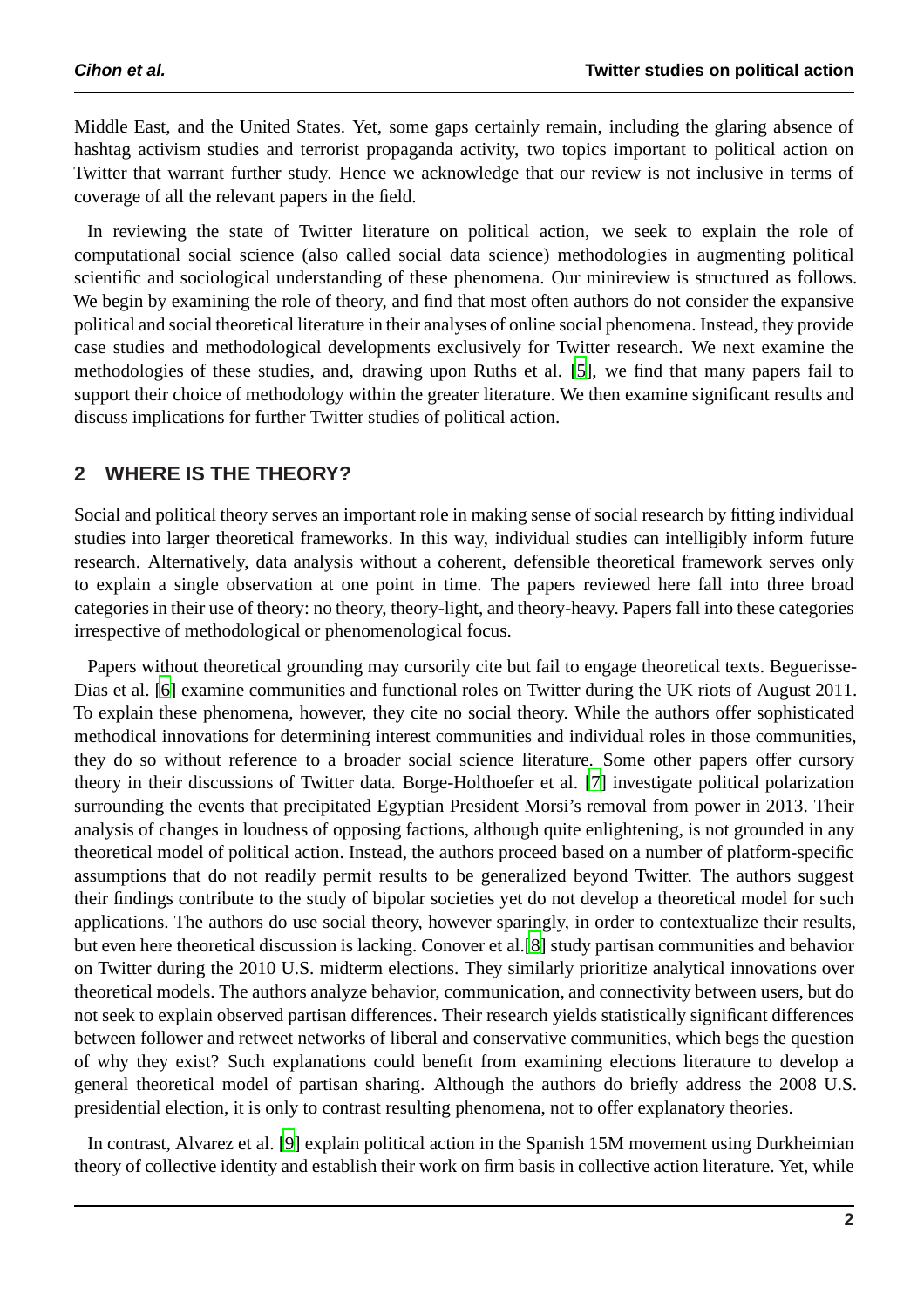Middle East, and the United States. Yet, some gaps certainly remain, including the glaring absence of hashtag activism studies and terrorist propaganda activity, two topics important to political action on Twitter that warrant further study. Hence we acknowledge that our review is not inclusive in terms of coverage of all the relevant papers in the field.

In reviewing the state of Twitter literature on political action, we seek to explain the role of computational social science (also called social data science) methodologies in augmenting political scientific and sociological understanding of these phenomena. Our minireview is structured as follows. We begin by examining the role of theory, and find that most often authors do not consider the expansive political and social theoretical literature in their analyses of online social phenomena. Instead, they provide case studies and methodological developments exclusively for Twitter research. We next examine the methodologies of these studies, and, drawing upon Ruths et al. [5], we find that many papers fail to support their choice of methodology within the greater literature. We then examine significant results and discuss implications for further Twitter studies of political action.

## 2 WHERE IS THE THEORY?

Social and political theory serves an important role in making sense of social research by fitting individual studies into larger theoretical frameworks. In this way, individual studies can intelligibly inform future research. Alternatively, data analysis without a coherent, defensible theoretical framework serves only to explain a single observation at one point in time. The papers reviewed here fall into three broad categories in their use of theory: no theory, theory-light, and theory-heavy. Papers fall into these categories irrespective of methodological or phenomenological focus.

Papers without theoretical grounding may cursorily cite but fail to engage theoretical texts. Beguerisse-Dias et al. [6] examine communities and functional roles on Twitter during the UK riots of August 2011. To explain these phenomena, however, they cite no social theory. While the authors offer sophisticated methodical innovations for determining interest communities and individual roles in those communities, they do so without reference to a broader social science literature. Some other papers offer cursory theory in their discussions of Twitter data. Borge-Holthoefer et al. [7] investigate political polarization surrounding the events that precipitated Egyptian President Morsi's removal from power in 2013. Their analysis of changes in loudness of opposing factions, although quite enlightening, is not grounded in any theoretical model of political action. Instead, the authors proceed based on a number of platform-specific assumptions that do not readily permit results to be generalized beyond Twitter. The authors suggest their findings contribute to the study of bipolar societies yet do not develop a theoretical model for such applications. The authors do use social theory, however sparingly, in order to contextualize their results, but even here theoretical discussion is lacking. Conover et al.[8] study partisan communities and behavior on Twitter during the 2010 U.S. midterm elections. They similarly prioritize analytical innovations over theoretical models. The authors analyze behavior, communication, and connectivity between users, but do not seek to explain observed partisan differences. Their research yields statistically significant differences between follower and retweet networks of liberal and conservative communities, which begs the question of why they exist? Such explanations could benefit from examining elections literature to develop a general theoretical model of partisan sharing. Although the authors do briefly address the 2008 U.S. presidential election, it is only to contrast resulting phenomena, not to offer explanatory theories.

In contrast, Alvarez et al. [9] explain political action in the Spanish 15M movement using Durkheimian theory of collective identity and establish their work on firm basis in collective action literature. Yet, while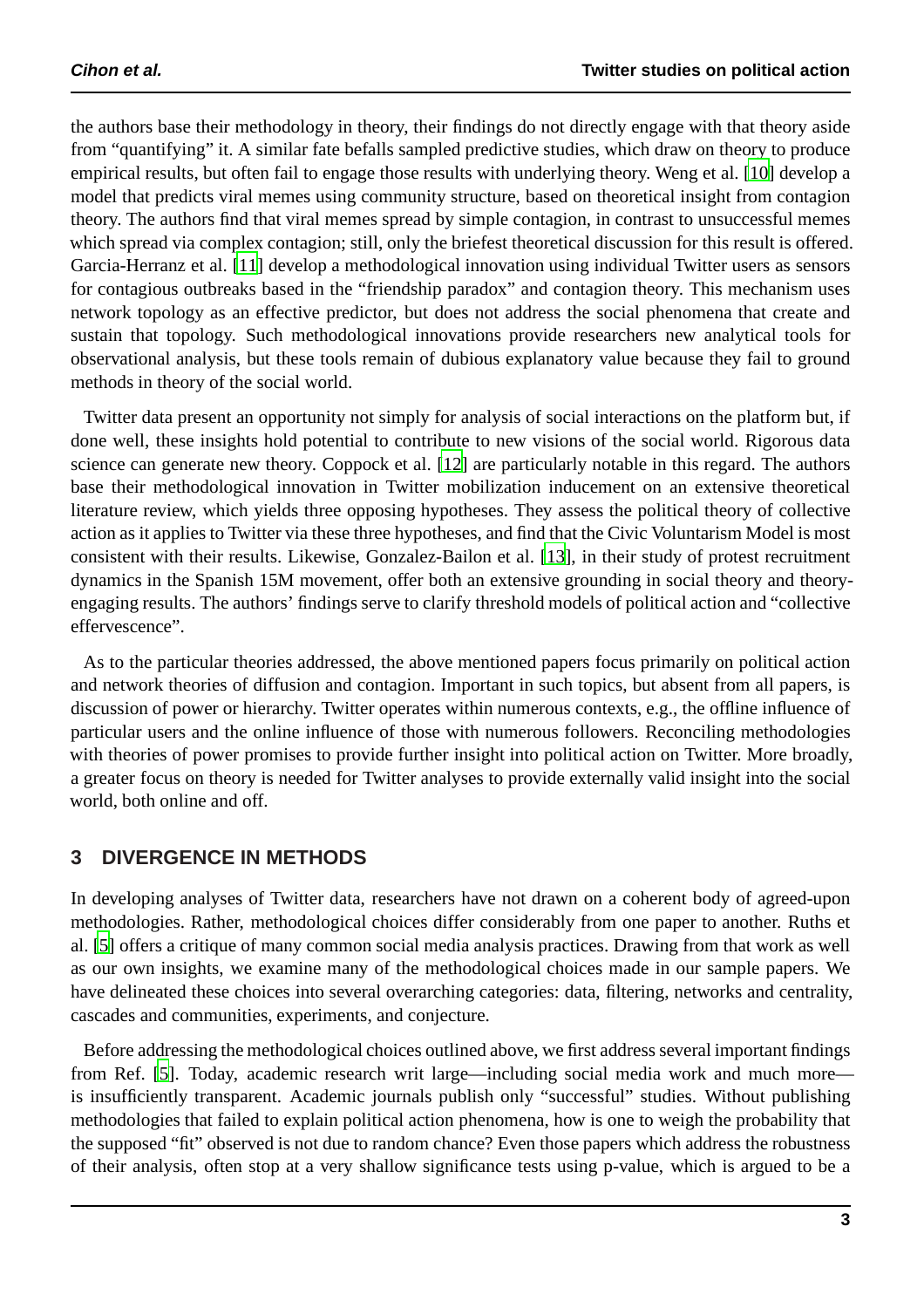the authors base their methodology in theory, their findings do not directly engage with that theory aside from "quantifying" it. A similar fate befalls sampled predictive studies, which draw on theory to produce empirical results, but often fail to engage those results with underlying theory. Weng et al. [10] develop a model that predicts viral memes using community structure, based on theoretical insight from contagion theory. The authors find that viral memes spread by simple contagion, in contrast to unsuccessful memes which spread via complex contagion; still, only the briefest theoretical discussion for this result is offered. Garcia-Herranz et al. [11] develop a methodological innovation using individual Twitter users as sensors for contagious outbreaks based in the "friendship paradox" and contagion theory. This mechanism uses network topology as an effective predictor, but does not address the social phenomena that create and sustain that topology. Such methodological innovations provide researchers new analytical tools for observational analysis, but these tools remain of dubious explanatory value because they fail to ground methods in theory of the social world.

Twitter data present an opportunity not simply for analysis of social interactions on the platform but, if done well, these insights hold potential to contribute to new visions of the social world. Rigorous data science can generate new theory. Coppock et al. [12] are particularly notable in this regard. The authors base their methodological innovation in Twitter mobilization inducement on an extensive theoretical literature review, which yields three opposing hypotheses. They assess the political theory of collective action as it applies to Twitter via these three hypotheses, and find that the Civic Voluntarism Model is most consistent with their results. Likewise, Gonzalez-Bailon et al. [13], in their study of protest recruitment dynamics in the Spanish 15M movement, offer both an extensive grounding in social theory and theory-engaging results. The authors' findings serve to clarify threshold models of political action and "collective effervescence".

As to the particular theories addressed, the above mentioned papers focus primarily on political action and network theories of diffusion and contagion. Important in such topics, but absent from all papers, is discussion of power or hierarchy. Twitter operates within numerous contexts, e.g., the offline influence of particular users and the online influence of those with numerous followers. Reconciling methodologies with theories of power promises to provide further insight into political action on Twitter. More broadly, a greater focus on theory is needed for Twitter analyses to provide externally valid insight into the social world, both online and off.

## 3 DIVERGENCE IN METHODS

In developing analyses of Twitter data, researchers have not drawn on a coherent body of agreed-upon methodologies. Rather, methodological choices differ considerably from one paper to another. Ruths et al. [5] offers a critique of many common social media analysis practices. Drawing from that work as well as our own insights, we examine many of the methodological choices made in our sample papers. We have delineated these choices into several overarching categories: data, filtering, networks and centrality, cascades and communities, experiments, and conjecture.

Before addressing the methodological choices outlined above, we first address several important findings from Ref. [5]. Today, academic research writ large—including social media work and much more—is insufficiently transparent. Academic journals publish only "successful" studies. Without publishing methodologies that failed to explain political action phenomena, how is one to weigh the probability that the supposed "fit" observed is not due to random chance? Even those papers which address the robustness of their analysis, often stop at a very shallow significance tests using p-value, which is argued to be a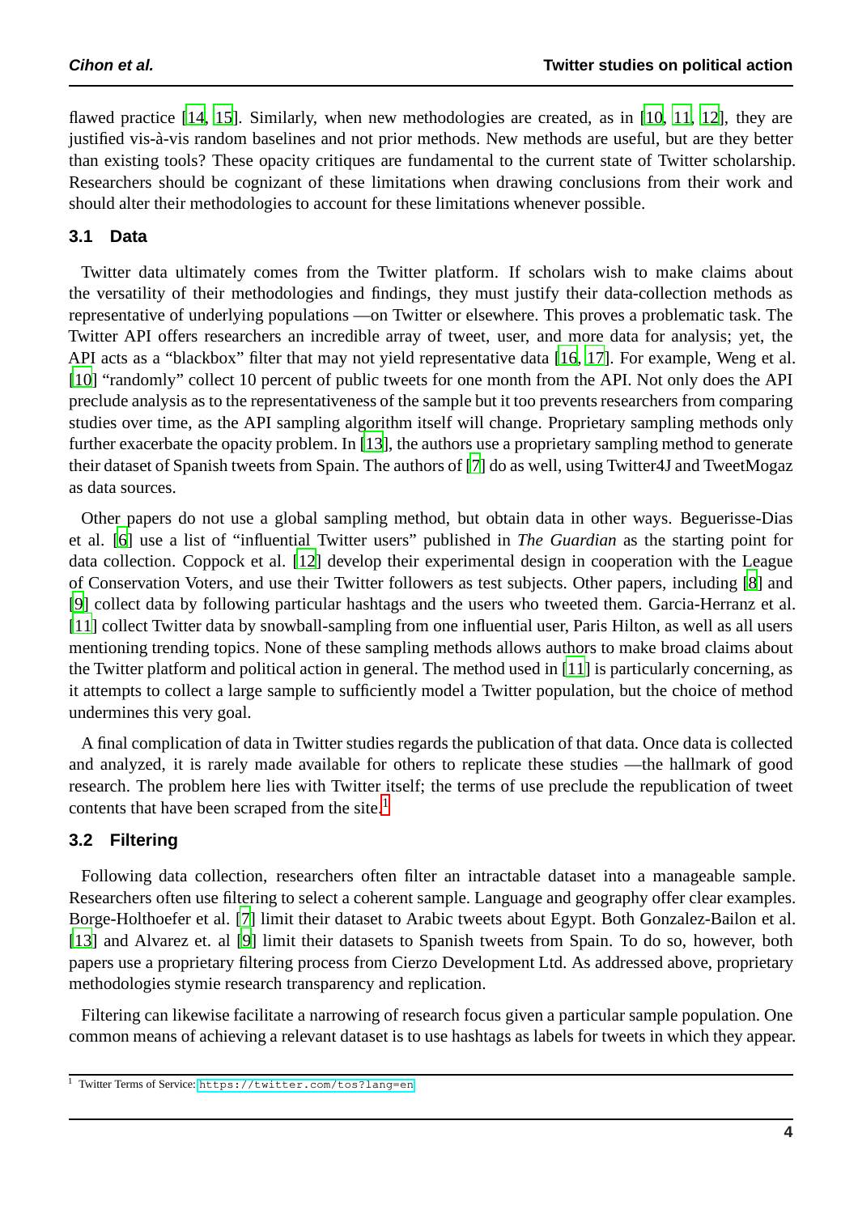flawed practice [14, 15]. Similarly, when new methodologies are created, as in [10, 11, 12], they are justified vis-à-vis random baselines and not prior methods. New methods are useful, but are they better than existing tools? These opacity critiques are fundamental to the current state of Twitter scholarship. Researchers should be cognizant of these limitations when drawing conclusions from their work and should alter their methodologies to account for these limitations whenever possible.

### 3.1 Data

Twitter data ultimately comes from the Twitter platform. If scholars wish to make claims about the versatility of their methodologies and findings, they must justify their data-collection methods as representative of underlying populations —on Twitter or elsewhere. This proves a problematic task. The Twitter API offers researchers an incredible array of tweet, user, and more data for analysis; yet, the API acts as a "blackbox" filter that may not yield representative data [16, 17]. For example, Weng et al. [10] "randomly" collect 10 percent of public tweets for one month from the API. Not only does the API preclude analysis as to the representativeness of the sample but it too prevents researchers from comparing studies over time, as the API sampling algorithm itself will change. Proprietary sampling methods only further exacerbate the opacity problem. In [13], the authors use a proprietary sampling method to generate their dataset of Spanish tweets from Spain. The authors of [7] do as well, using Twitter4J and TweetMogaz as data sources.

Other papers do not use a global sampling method, but obtain data in other ways. Beguerisse-Dias et al. [6] use a list of "influential Twitter users" published in *The Guardian* as the starting point for data collection. Coppock et al. [12] develop their experimental design in cooperation with the League of Conservation Voters, and use their Twitter followers as test subjects. Other papers, including [8] and [9] collect data by following particular hashtags and the users who tweeted them. Garcia-Herranz et al. [11] collect Twitter data by snowball-sampling from one influential user, Paris Hilton, as well as all users mentioning trending topics. None of these sampling methods allows authors to make broad claims about the Twitter platform and political action in general. The method used in [11] is particularly concerning, as it attempts to collect a large sample to sufficiently model a Twitter population, but the choice of method undermines this very goal.

A final complication of data in Twitter studies regards the publication of that data. Once data is collected and analyzed, it is rarely made available for others to replicate these studies —the hallmark of good research. The problem here lies with Twitter itself; the terms of use preclude the republication of tweet contents that have been scraped from the site.[1]

### 3.2 Filtering

Following data collection, researchers often filter an intractable dataset into a manageable sample. Researchers often use filtering to select a coherent sample. Language and geography offer clear examples. Borge-Holthoefer et al. [7] limit their dataset to Arabic tweets about Egypt. Both Gonzalez-Bailon et al. [13] and Alvarez et. al [9] limit their datasets to Spanish tweets from Spain. To do so, however, both papers use a proprietary filtering process from Cierzo Development Ltd. As addressed above, proprietary methodologies stymie research transparency and replication.

Filtering can likewise facilitate a narrowing of research focus given a particular sample population. One common means of achieving a relevant dataset is to use hashtags as labels for tweets in which they appear.

[1] Twitter Terms of Service: https://twitter.com/tos?lang=en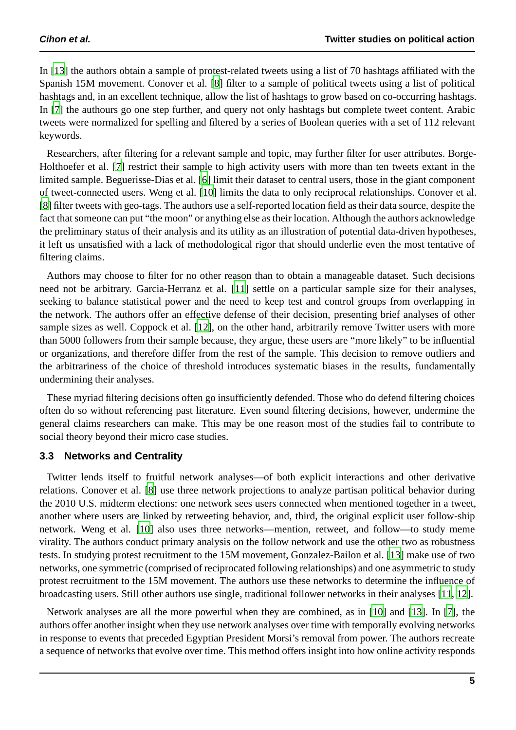In [13] the authors obtain a sample of protest-related tweets using a list of 70 hashtags affiliated with the Spanish 15M movement. Conover et al. [8] filter to a sample of political tweets using a list of political hashtags and, in an excellent technique, allow the list of hashtags to grow based on co-occurring hashtags. In [7] the authours go one step further, and query not only hashtags but complete tweet content. Arabic tweets were normalized for spelling and filtered by a series of Boolean queries with a set of 112 relevant keywords.

Researchers, after filtering for a relevant sample and topic, may further filter for user attributes. Borge-Holthoefer et al. [7] restrict their sample to high activity users with more than ten tweets extant in the limited sample. Beguerisse-Dias et al. [6] limit their dataset to central users, those in the giant component of tweet-connected users. Weng et al. [10] limits the data to only reciprocal relationships. Conover et al. [8] filter tweets with geo-tags. The authors use a self-reported location field as their data source, despite the fact that someone can put "the moon" or anything else as their location. Although the authors acknowledge the preliminary status of their analysis and its utility as an illustration of potential data-driven hypotheses, it left us unsatisfied with a lack of methodological rigor that should underlie even the most tentative of filtering claims.

Authors may choose to filter for no other reason than to obtain a manageable dataset. Such decisions need not be arbitrary. Garcia-Herranz et al. [11] settle on a particular sample size for their analyses, seeking to balance statistical power and the need to keep test and control groups from overlapping in the network. The authors offer an effective defense of their decision, presenting brief analyses of other sample sizes as well. Coppock et al. [12], on the other hand, arbitrarily remove Twitter users with more than 5000 followers from their sample because, they argue, these users are "more likely" to be influential or organizations, and therefore differ from the rest of the sample. This decision to remove outliers and the arbitrariness of the choice of threshold introduces systematic biases in the results, fundamentally undermining their analyses.

These myriad filtering decisions often go insufficiently defended. Those who do defend filtering choices often do so without referencing past literature. Even sound filtering decisions, however, undermine the general claims researchers can make. This may be one reason most of the studies fail to contribute to social theory beyond their micro case studies.

### 3.3 Networks and Centrality

Twitter lends itself to fruitful network analyses—of both explicit interactions and other derivative relations. Conover et al. [8] use three network projections to analyze partisan political behavior during the 2010 U.S. midterm elections: one network sees users connected when mentioned together in a tweet, another where users are linked by retweeting behavior, and, third, the original explicit user follow-ship network. Weng et al. [10] also uses three networks—mention, retweet, and follow—to study meme virality. The authors conduct primary analysis on the follow network and use the other two as robustness tests. In studying protest recruitment to the 15M movement, Gonzalez-Bailon et al. [13] make use of two networks, one symmetric (comprised of reciprocated following relationships) and one asymmetric to study protest recruitment to the 15M movement. The authors use these networks to determine the influence of broadcasting users. Still other authors use single, traditional follower networks in their analyses [11, 12].

Network analyses are all the more powerful when they are combined, as in [10] and [13]. In [7], the authors offer another insight when they use network analyses over time with temporally evolving networks in response to events that preceded Egyptian President Morsi's removal from power. The authors recreate a sequence of networks that evolve over time. This method offers insight into how online activity responds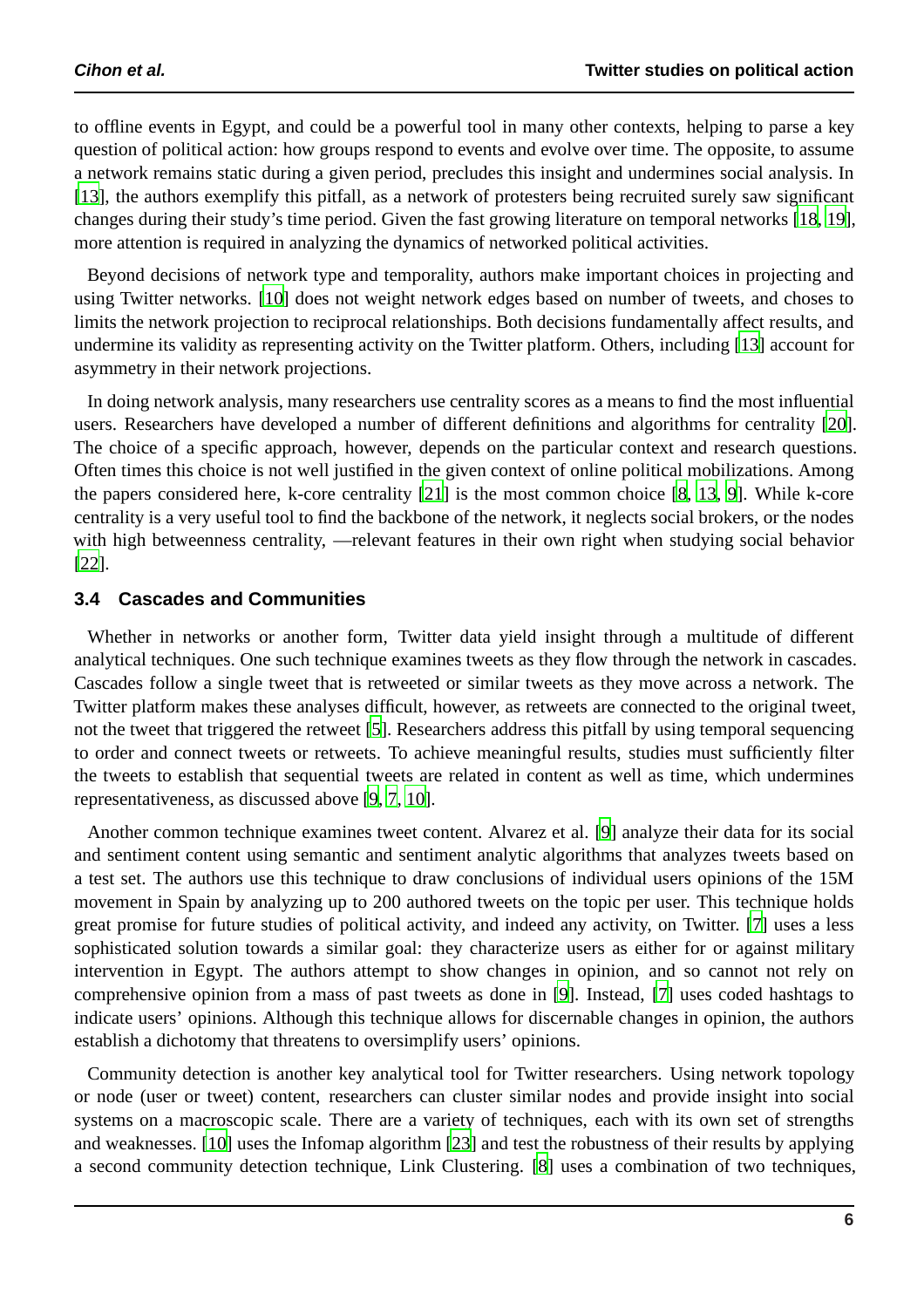to offline events in Egypt, and could be a powerful tool in many other contexts, helping to parse a key question of political action: how groups respond to events and evolve over time. The opposite, to assume a network remains static during a given period, precludes this insight and undermines social analysis. In [13], the authors exemplify this pitfall, as a network of protesters being recruited surely saw significant changes during their study's time period. Given the fast growing literature on temporal networks [18, 19], more attention is required in analyzing the dynamics of networked political activities.

Beyond decisions of network type and temporality, authors make important choices in projecting and using Twitter networks. [10] does not weight network edges based on number of tweets, and choses to limits the network projection to reciprocal relationships. Both decisions fundamentally affect results, and undermine its validity as representing activity on the Twitter platform. Others, including [13] account for asymmetry in their network projections.

In doing network analysis, many researchers use centrality scores as a means to find the most influential users. Researchers have developed a number of different definitions and algorithms for centrality [20]. The choice of a specific approach, however, depends on the particular context and research questions. Often times this choice is not well justified in the given context of online political mobilizations. Among the papers considered here, k-core centrality [21] is the most common choice [8, 13, 9]. While k-core centrality is a very useful tool to find the backbone of the network, it neglects social brokers, or the nodes with high betweenness centrality, —relevant features in their own right when studying social behavior [22].

### 3.4 Cascades and Communities

Whether in networks or another form, Twitter data yield insight through a multitude of different analytical techniques. One such technique examines tweets as they flow through the network in cascades. Cascades follow a single tweet that is retweeted or similar tweets as they move across a network. The Twitter platform makes these analyses difficult, however, as retweets are connected to the original tweet, not the tweet that triggered the retweet [5]. Researchers address this pitfall by using temporal sequencing to order and connect tweets or retweets. To achieve meaningful results, studies must sufficiently filter the tweets to establish that sequential tweets are related in content as well as time, which undermines representativeness, as discussed above [9, 7, 10].

Another common technique examines tweet content. Alvarez et al. [9] analyze their data for its social and sentiment content using semantic and sentiment analytic algorithms that analyzes tweets based on a test set. The authors use this technique to draw conclusions of individual users opinions of the 15M movement in Spain by analyzing up to 200 authored tweets on the topic per user. This technique holds great promise for future studies of political activity, and indeed any activity, on Twitter. [7] uses a less sophisticated solution towards a similar goal: they characterize users as either for or against military intervention in Egypt. The authors attempt to show changes in opinion, and so cannot not rely on comprehensive opinion from a mass of past tweets as done in [9]. Instead, [7] uses coded hashtags to indicate users' opinions. Although this technique allows for discernable changes in opinion, the authors establish a dichotomy that threatens to oversimplify users' opinions.

Community detection is another key analytical tool for Twitter researchers. Using network topology or node (user or tweet) content, researchers can cluster similar nodes and provide insight into social systems on a macroscopic scale. There are a variety of techniques, each with its own set of strengths and weaknesses. [10] uses the Infomap algorithm [23] and test the robustness of their results by applying a second community detection technique, Link Clustering. [8] uses a combination of two techniques,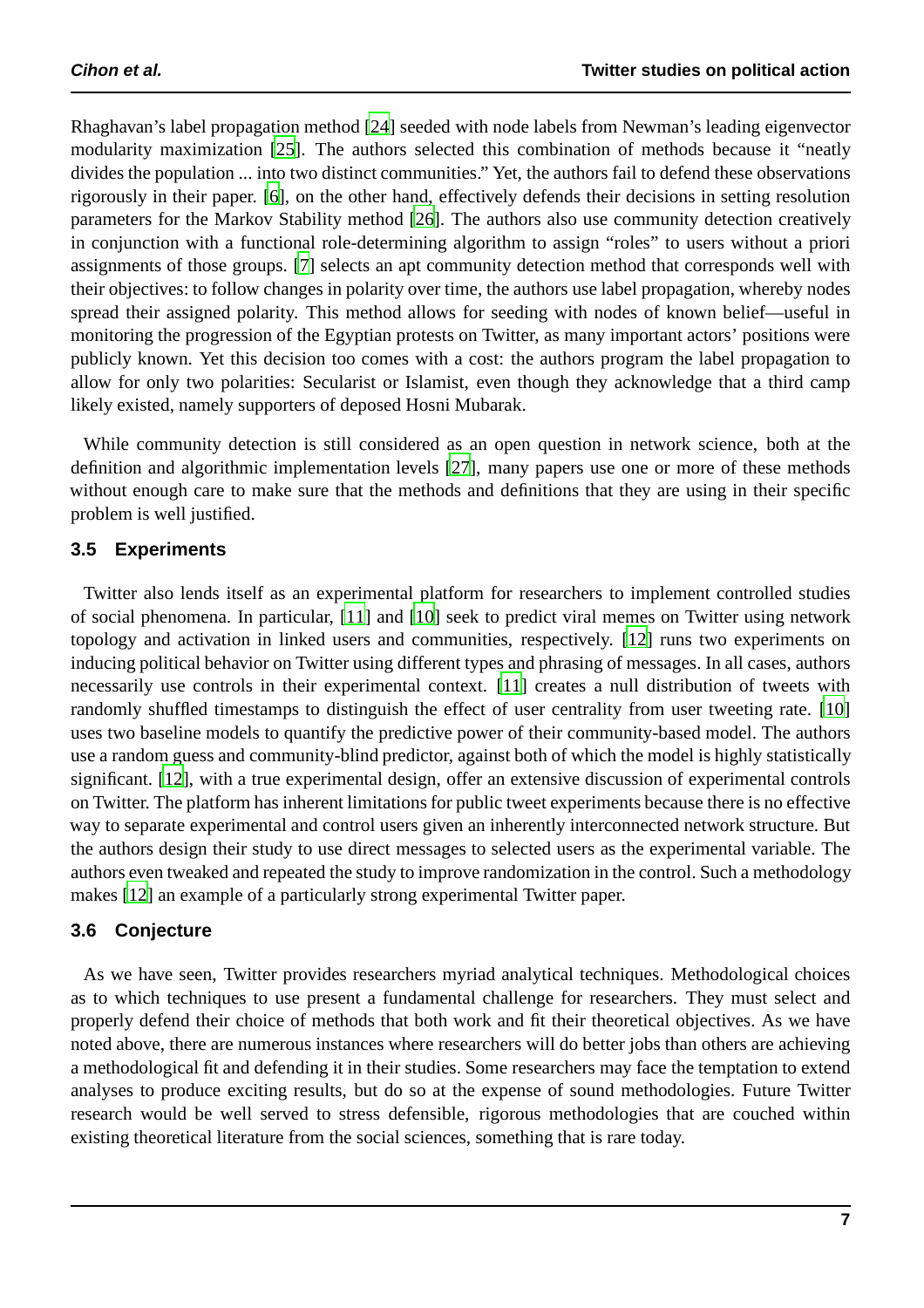Rhaghavan's label propagation method [24] seeded with node labels from Newman's leading eigenvector modularity maximization [25]. The authors selected this combination of methods because it "neatly divides the population ... into two distinct communities." Yet, the authors fail to defend these observations rigorously in their paper. [6], on the other hand, effectively defends their decisions in setting resolution parameters for the Markov Stability method [26]. The authors also use community detection creatively in conjunction with a functional role-determining algorithm to assign "roles" to users without a priori assignments of those groups. [7] selects an apt community detection method that corresponds well with their objectives: to follow changes in polarity over time, the authors use label propagation, whereby nodes spread their assigned polarity. This method allows for seeding with nodes of known belief—useful in monitoring the progression of the Egyptian protests on Twitter, as many important actors' positions were publicly known. Yet this decision too comes with a cost: the authors program the label propagation to allow for only two polarities: Secularist or Islamist, even though they acknowledge that a third camp likely existed, namely supporters of deposed Hosni Mubarak.

While community detection is still considered as an open question in network science, both at the definition and algorithmic implementation levels [27], many papers use one or more of these methods without enough care to make sure that the methods and definitions that they are using in their specific problem is well justified.

### 3.5 Experiments

Twitter also lends itself as an experimental platform for researchers to implement controlled studies of social phenomena. In particular, [11] and [10] seek to predict viral memes on Twitter using network topology and activation in linked users and communities, respectively. [12] runs two experiments on inducing political behavior on Twitter using different types and phrasing of messages. In all cases, authors necessarily use controls in their experimental context. [11] creates a null distribution of tweets with randomly shuffled timestamps to distinguish the effect of user centrality from user tweeting rate. [10] uses two baseline models to quantify the predictive power of their community-based model. The authors use a random guess and community-blind predictor, against both of which the model is highly statistically significant. [12], with a true experimental design, offer an extensive discussion of experimental controls on Twitter. The platform has inherent limitations for public tweet experiments because there is no effective way to separate experimental and control users given an inherently interconnected network structure. But the authors design their study to use direct messages to selected users as the experimental variable. The authors even tweaked and repeated the study to improve randomization in the control. Such a methodology makes [12] an example of a particularly strong experimental Twitter paper.

### 3.6 Conjecture

As we have seen, Twitter provides researchers myriad analytical techniques. Methodological choices as to which techniques to use present a fundamental challenge for researchers. They must select and properly defend their choice of methods that both work and fit their theoretical objectives. As we have noted above, there are numerous instances where researchers will do better jobs than others are achieving a methodological fit and defending it in their studies. Some researchers may face the temptation to extend analyses to produce exciting results, but do so at the expense of sound methodologies. Future Twitter research would be well served to stress defensible, rigorous methodologies that are couched within existing theoretical literature from the social sciences, something that is rare today.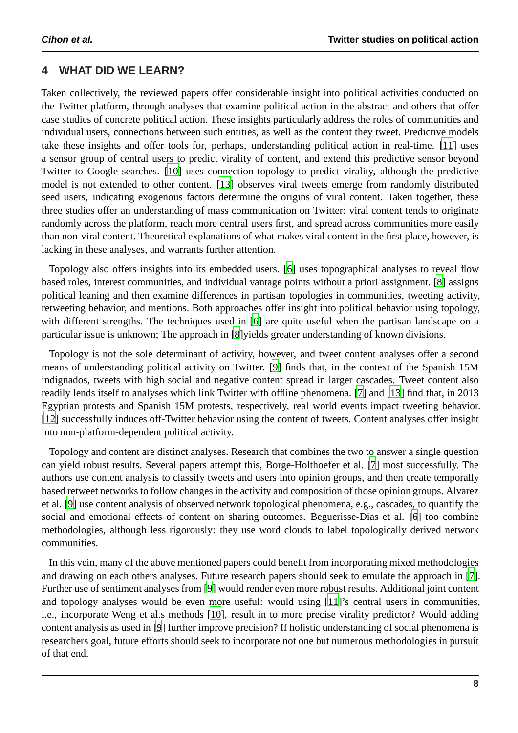## 4 WHAT DID WE LEARN?

Taken collectively, the reviewed papers offer considerable insight into political activities conducted on the Twitter platform, through analyses that examine political action in the abstract and others that offer case studies of concrete political action. These insights particularly address the roles of communities and individual users, connections between such entities, as well as the content they tweet. Predictive models take these insights and offer tools for, perhaps, understanding political action in real-time. [11] uses a sensor group of central users to predict virality of content, and extend this predictive sensor beyond Twitter to Google searches. [10] uses connection topology to predict virality, although the predictive model is not extended to other content. [13] observes viral tweets emerge from randomly distributed seed users, indicating exogenous factors determine the origins of viral content. Taken together, these three studies offer an understanding of mass communication on Twitter: viral content tends to originate randomly across the platform, reach more central users first, and spread across communities more easily than non-viral content. Theoretical explanations of what makes viral content in the first place, however, is lacking in these analyses, and warrants further attention.

Topology also offers insights into its embedded users. [6] uses topographical analyses to reveal flow based roles, interest communities, and individual vantage points without a priori assignment. [8] assigns political leaning and then examine differences in partisan topologies in communities, tweeting activity, retweeting behavior, and mentions. Both approaches offer insight into political behavior using topology, with different strengths. The techniques used in [6] are quite useful when the partisan landscape on a particular issue is unknown; The approach in [8]yields greater understanding of known divisions.

Topology is not the sole determinant of activity, however, and tweet content analyses offer a second means of understanding political activity on Twitter. [9] finds that, in the context of the Spanish 15M indignados, tweets with high social and negative content spread in larger cascades. Tweet content also readily lends itself to analyses which link Twitter with offline phenomena. [7] and [13] find that, in 2013 Egyptian protests and Spanish 15M protests, respectively, real world events impact tweeting behavior. [12] successfully induces off-Twitter behavior using the content of tweets. Content analyses offer insight into non-platform-dependent political activity.

Topology and content are distinct analyses. Research that combines the two to answer a single question can yield robust results. Several papers attempt this, Borge-Holthoefer et al. [7] most successfully. The authors use content analysis to classify tweets and users into opinion groups, and then create temporally based retweet networks to follow changes in the activity and composition of those opinion groups. Alvarez et al. [9] use content analysis of observed network topological phenomena, e.g., cascades, to quantify the social and emotional effects of content on sharing outcomes. Beguerisse-Dias et al. [6] too combine methodologies, although less rigorously: they use word clouds to label topologically derived network communities.

In this vein, many of the above mentioned papers could benefit from incorporating mixed methodologies and drawing on each others analyses. Future research papers should seek to emulate the approach in [7]. Further use of sentiment analyses from [9] would render even more robust results. Additional joint content and topology analyses would be even more useful: would using [11]'s central users in communities, i.e., incorporate Weng et al.s methods [10], result in to more precise virality predictor? Would adding content analysis as used in [9] further improve precision? If holistic understanding of social phenomena is researchers goal, future efforts should seek to incorporate not one but numerous methodologies in pursuit of that end.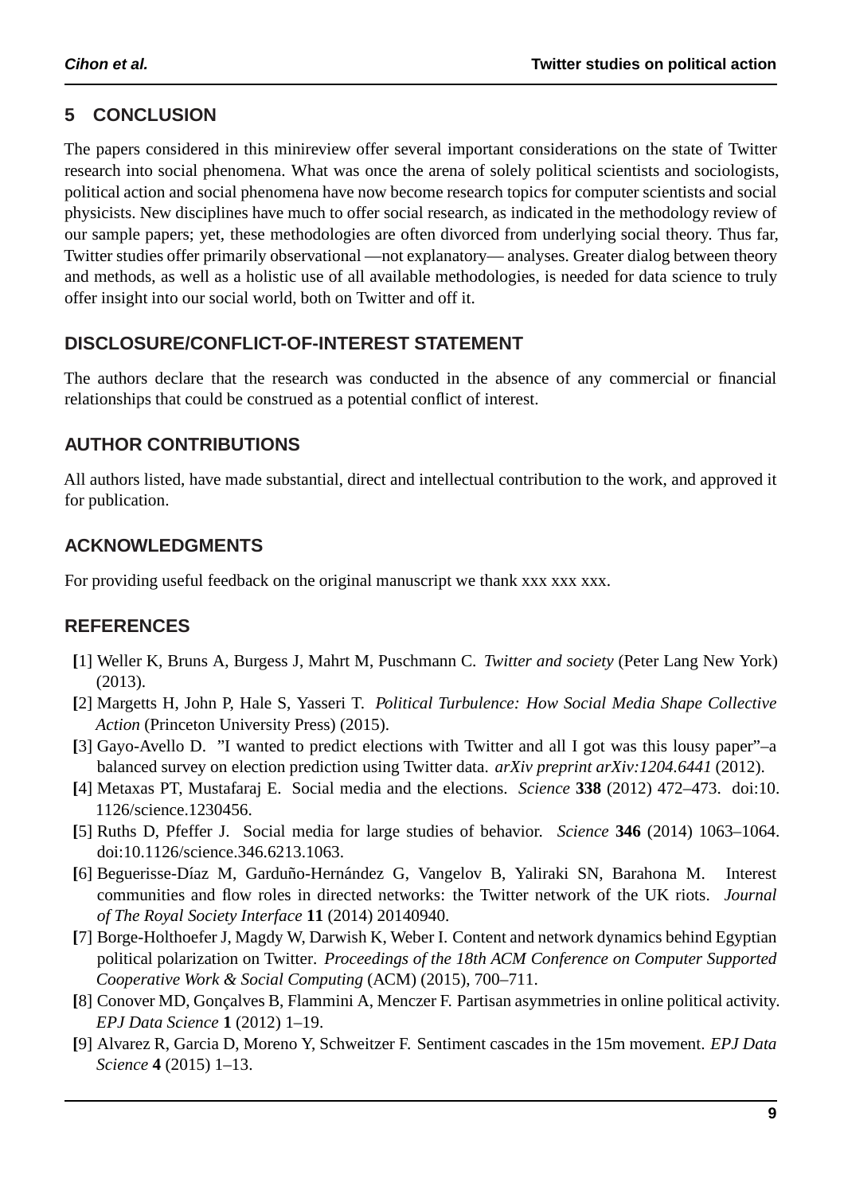## 5 CONCLUSION

The papers considered in this minireview offer several important considerations on the state of Twitter research into social phenomena. What was once the arena of solely political scientists and sociologists, political action and social phenomena have now become research topics for computer scientists and social physicists. New disciplines have much to offer social research, as indicated in the methodology review of our sample papers; yet, these methodologies are often divorced from underlying social theory. Thus far, Twitter studies offer primarily observational —not explanatory— analyses. Greater dialog between theory and methods, as well as a holistic use of all available methodologies, is needed for data science to truly offer insight into our social world, both on Twitter and off it.

## DISCLOSURE/CONFLICT-OF-INTEREST STATEMENT

The authors declare that the research was conducted in the absence of any commercial or financial relationships that could be construed as a potential conflict of interest.

## AUTHOR CONTRIBUTIONS

All authors listed, have made substantial, direct and intellectual contribution to the work, and approved it for publication.

## ACKNOWLEDGMENTS

For providing useful feedback on the original manuscript we thank xxx xxx xxx.

## REFERENCES

[1] Weller K, Bruns A, Burgess J, Mahrt M, Puschmann C. *Twitter and society* (Peter Lang New York) (2013).

[2] Margetts H, John P, Hale S, Yasseri T. *Political Turbulence: How Social Media Shape Collective Action* (Princeton University Press) (2015).

[3] Gayo-Avello D. "I wanted to predict elections with Twitter and all I got was this lousy paper"–a balanced survey on election prediction using Twitter data. *arXiv preprint arXiv:1204.6441* (2012).

[4] Metaxas PT, Mustafaraj E. Social media and the elections. *Science* **338** (2012) 472–473. doi:10.1126/science.1230456.

[5] Ruths D, Pfeffer J. Social media for large studies of behavior. *Science* **346** (2014) 1063–1064. doi:10.1126/science.346.6213.1063.

[6] Beguerisse-Díaz M, Garduño-Hernández G, Vangelov B, Yaliraki SN, Barahona M. Interest communities and flow roles in directed networks: the Twitter network of the UK riots. *Journal of The Royal Society Interface* **11** (2014) 20140940.

[7] Borge-Holthoefer J, Magdy W, Darwish K, Weber I. Content and network dynamics behind Egyptian political polarization on Twitter. *Proceedings of the 18th ACM Conference on Computer Supported Cooperative Work & Social Computing* (ACM) (2015), 700–711.

[8] Conover MD, Gonçalves B, Flammini A, Menczer F. Partisan asymmetries in online political activity. *EPJ Data Science* **1** (2012) 1–19.

[9] Alvarez R, Garcia D, Moreno Y, Schweitzer F. Sentiment cascades in the 15m movement. *EPJ Data Science* **4** (2015) 1–13.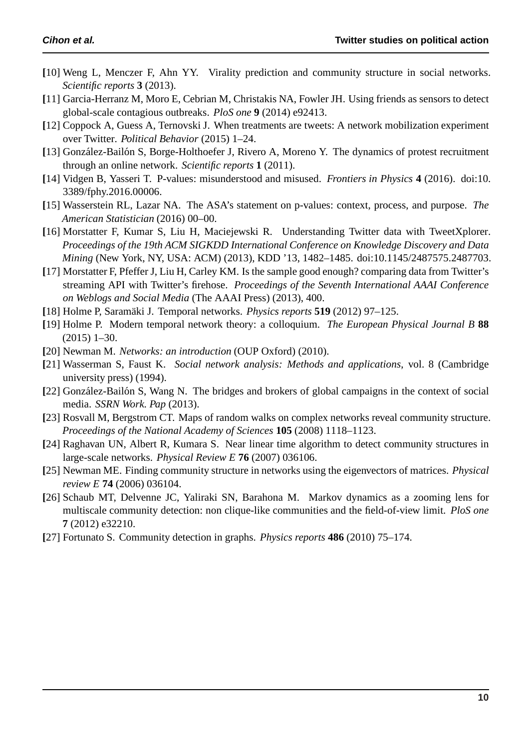[10] Weng L, Menczer F, Ahn YY. Virality prediction and community structure in social networks. *Scientific reports* **3** (2013).

[11] Garcia-Herranz M, Moro E, Cebrian M, Christakis NA, Fowler JH. Using friends as sensors to detect global-scale contagious outbreaks. *PloS one* **9** (2014) e92413.

[12] Coppock A, Guess A, Ternovski J. When treatments are tweets: A network mobilization experiment over Twitter. *Political Behavior* (2015) 1–24.

[13] González-Bailón S, Borge-Holthoefer J, Rivero A, Moreno Y. The dynamics of protest recruitment through an online network. *Scientific reports* **1** (2011).

[14] Vidgen B, Yasseri T. P-values: misunderstood and misused. *Frontiers in Physics* **4** (2016). doi:10.3389/fphy.2016.00006.

[15] Wasserstein RL, Lazar NA. The ASA's statement on p-values: context, process, and purpose. *The American Statistician* (2016) 00–00.

[16] Morstatter F, Kumar S, Liu H, Maciejewski R. Understanding Twitter data with TweetXplorer. *Proceedings of the 19th ACM SIGKDD International Conference on Knowledge Discovery and Data Mining* (New York, NY, USA: ACM) (2013), KDD '13, 1482–1485. doi:10.1145/2487575.2487703.

[17] Morstatter F, Pfeffer J, Liu H, Carley KM. Is the sample good enough? comparing data from Twitter's streaming API with Twitter's firehose. *Proceedings of the Seventh International AAAI Conference on Weblogs and Social Media* (The AAAI Press) (2013), 400.

[18] Holme P, Saramäki J. Temporal networks. *Physics reports* **519** (2012) 97–125.

[19] Holme P. Modern temporal network theory: a colloquium. *The European Physical Journal B* **88** (2015) 1–30.

[20] Newman M. *Networks: an introduction* (OUP Oxford) (2010).

[21] Wasserman S, Faust K. *Social network analysis: Methods and applications*, vol. 8 (Cambridge university press) (1994).

[22] González-Bailón S, Wang N. The bridges and brokers of global campaigns in the context of social media. *SSRN Work. Pap* (2013).

[23] Rosvall M, Bergstrom CT. Maps of random walks on complex networks reveal community structure. *Proceedings of the National Academy of Sciences* **105** (2008) 1118–1123.

[24] Raghavan UN, Albert R, Kumara S. Near linear time algorithm to detect community structures in large-scale networks. *Physical Review E* **76** (2007) 036106.

[25] Newman ME. Finding community structure in networks using the eigenvectors of matrices. *Physical review E* **74** (2006) 036104.

[26] Schaub MT, Delvenne JC, Yaliraki SN, Barahona M. Markov dynamics as a zooming lens for multiscale community detection: non clique-like communities and the field-of-view limit. *PloS one* **7** (2012) e32210.

[27] Fortunato S. Community detection in graphs. *Physics reports* **486** (2010) 75–174.